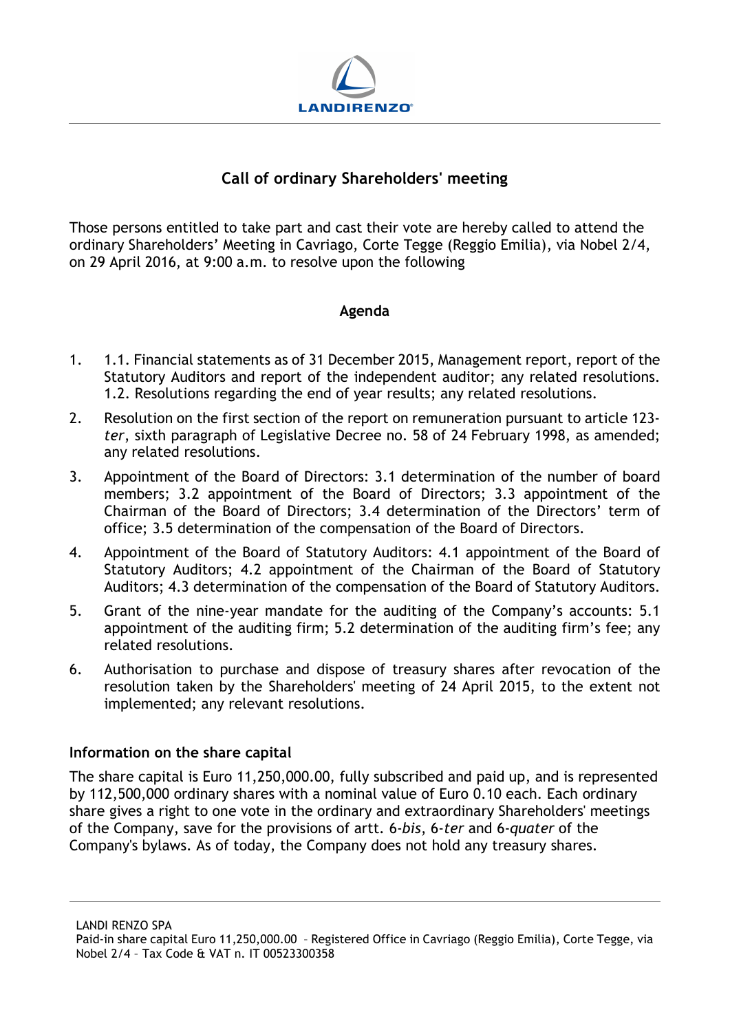# Call of ordinary Shareholders' meeting

Those persons entitled to take part and cast their vote are hereby called to attend the ordinary Shareholders' Meeting in Cavriago, Corte Tegge (Reggio Emilia), via Nobel 2/4, on 29 April 2016, at 9:00 a.m. to resolve upon the following

## Agenda

1. 1.1. Financial statements as of 31 December 2015, Management report, report of the Statutory Auditors and report of the independent auditor; any related resolutions. 1.2. Resolutions regarding the end of year results; any related resolutions.
2. Resolution on the first section of the report on remuneration pursuant to article 123-*ter*, sixth paragraph of Legislative Decree no. 58 of 24 February 1998, as amended; any related resolutions.
3. Appointment of the Board of Directors: 3.1 determination of the number of board members; 3.2 appointment of the Board of Directors; 3.3 appointment of the Chairman of the Board of Directors; 3.4 determination of the Directors' term of office; 3.5 determination of the compensation of the Board of Directors.
4. Appointment of the Board of Statutory Auditors: 4.1 appointment of the Board of Statutory Auditors; 4.2 appointment of the Chairman of the Board of Statutory Auditors; 4.3 determination of the compensation of the Board of Statutory Auditors.
5. Grant of the nine-year mandate for the auditing of the Company's accounts: 5.1 appointment of the auditing firm; 5.2 determination of the auditing firm's fee; any related resolutions.
6. Authorisation to purchase and dispose of treasury shares after revocation of the resolution taken by the Shareholders' meeting of 24 April 2015, to the extent not implemented; any relevant resolutions.

### Information on the share capital

The share capital is Euro 11,250,000.00, fully subscribed and paid up, and is represented by 112,500,000 ordinary shares with a nominal value of Euro 0.10 each. Each ordinary share gives a right to one vote in the ordinary and extraordinary Shareholders' meetings of the Company, save for the provisions of artt. 6-*bis*, 6-*ter* and 6-*quater* of the Company's bylaws. As of today, the Company does not hold any treasury shares.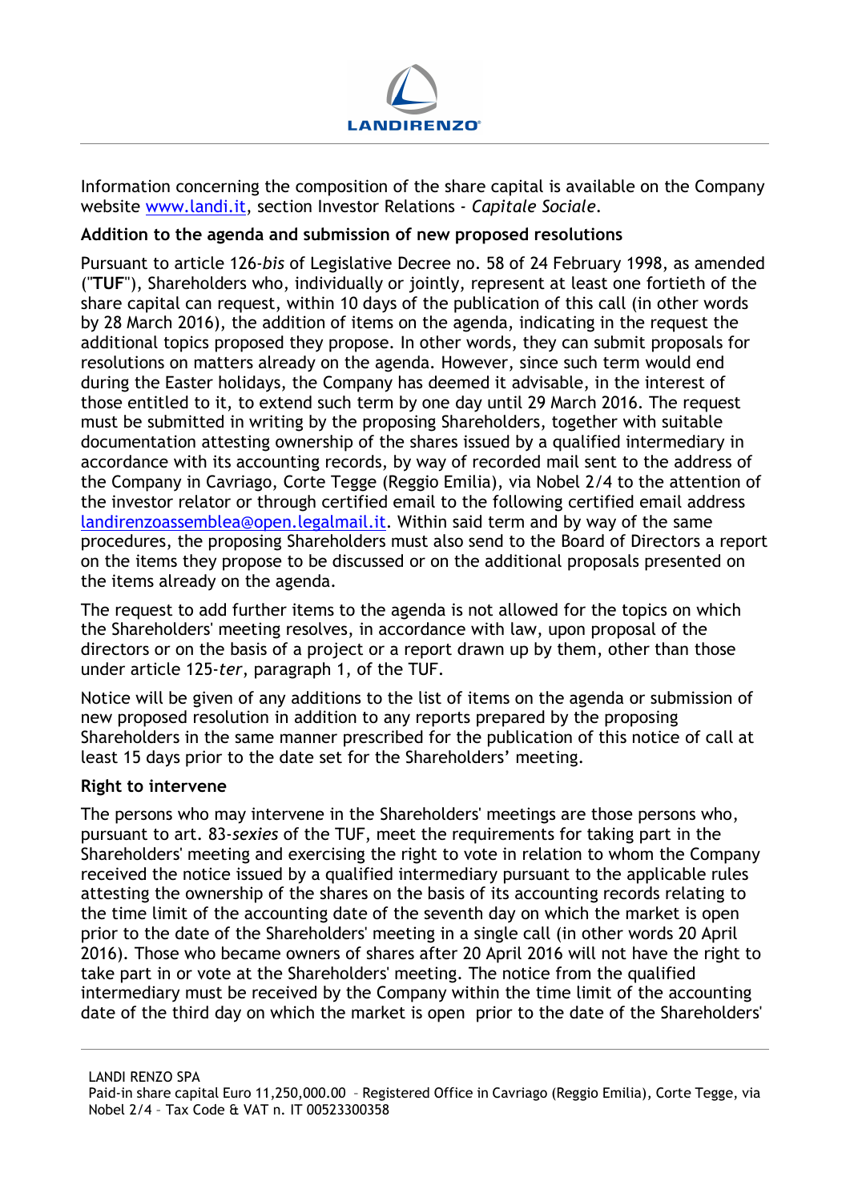Information concerning the composition of the share capital is available on the Company website [www.landi.it](www.landi.it), section Investor Relations - *Capitale Sociale*.

**Addition to the agenda and submission of new proposed resolutions**

Pursuant to article 126-*bis* of Legislative Decree no. 58 of 24 February 1998, as amended ("**TUF**"), Shareholders who, individually or jointly, represent at least one fortieth of the share capital can request, within 10 days of the publication of this call (in other words by 28 March 2016), the addition of items on the agenda, indicating in the request the additional topics proposed they propose. In other words, they can submit proposals for resolutions on matters already on the agenda. However, since such term would end during the Easter holidays, the Company has deemed it advisable, in the interest of those entitled to it, to extend such term by one day until 29 March 2016. The request must be submitted in writing by the proposing Shareholders, together with suitable documentation attesting ownership of the shares issued by a qualified intermediary in accordance with its accounting records, by way of recorded mail sent to the address of the Company in Cavriago, Corte Tegge (Reggio Emilia), via Nobel 2/4 to the attention of the investor relator or through certified email to the following certified email address landirenzoassemblea@open.legalmail.it. Within said term and by way of the same procedures, the proposing Shareholders must also send to the Board of Directors a report on the items they propose to be discussed or on the additional proposals presented on the items already on the agenda.

The request to add further items to the agenda is not allowed for the topics on which the Shareholders' meeting resolves, in accordance with law, upon proposal of the directors or on the basis of a project or a report drawn up by them, other than those under article 125-*ter*, paragraph 1, of the TUF.

Notice will be given of any additions to the list of items on the agenda or submission of new proposed resolution in addition to any reports prepared by the proposing Shareholders in the same manner prescribed for the publication of this notice of call at least 15 days prior to the date set for the Shareholders' meeting.

**Right to intervene**

The persons who may intervene in the Shareholders' meetings are those persons who, pursuant to art. 83-*sexies* of the TUF, meet the requirements for taking part in the Shareholders' meeting and exercising the right to vote in relation to whom the Company received the notice issued by a qualified intermediary pursuant to the applicable rules attesting the ownership of the shares on the basis of its accounting records relating to the time limit of the accounting date of the seventh day on which the market is open prior to the date of the Shareholders' meeting in a single call (in other words 20 April 2016). Those who became owners of shares after 20 April 2016 will not have the right to take part in or vote at the Shareholders' meeting. The notice from the qualified intermediary must be received by the Company within the time limit of the accounting date of the third day on which the market is open prior to the date of the Shareholders'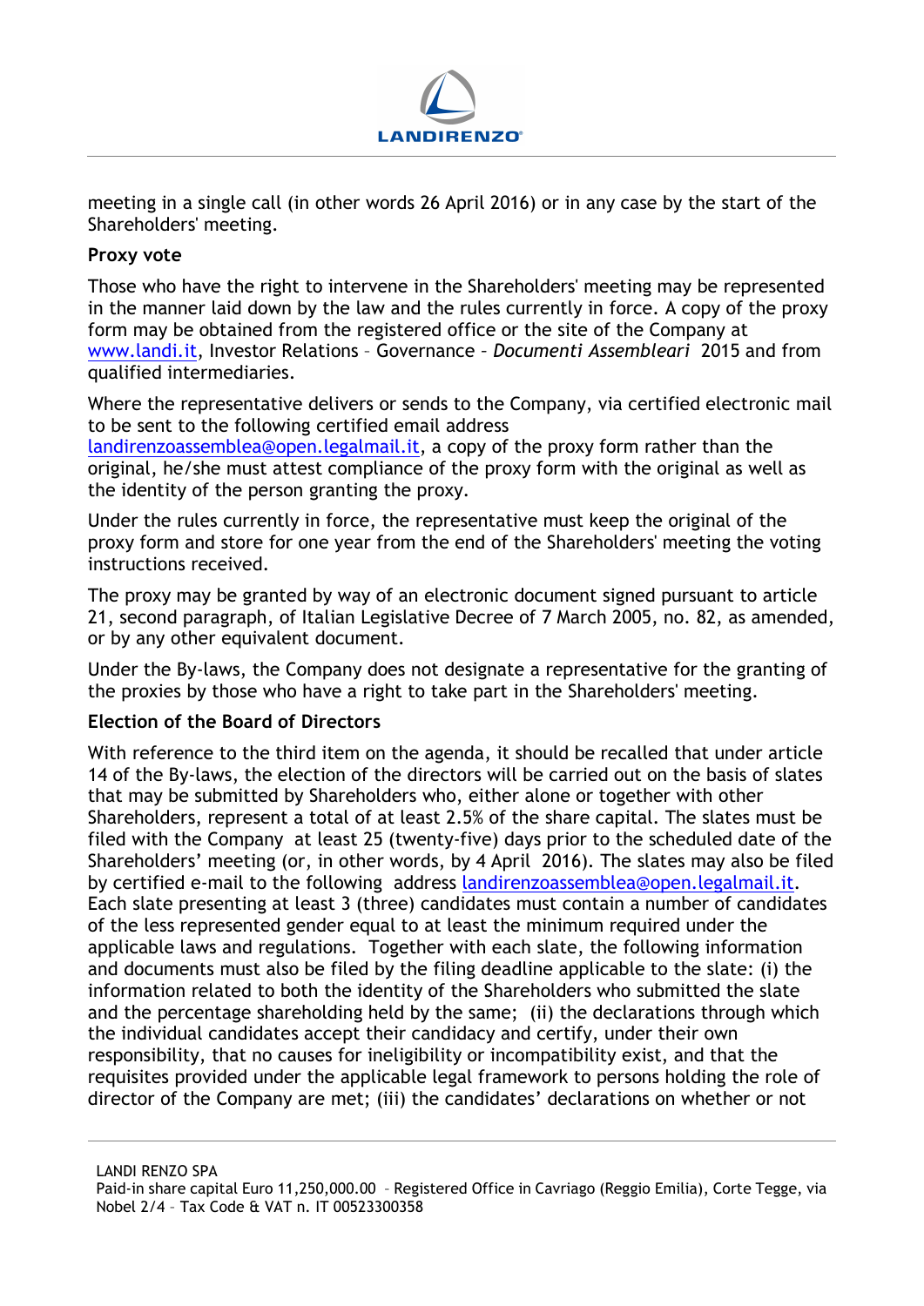meeting in a single call (in other words 26 April 2016) or in any case by the start of the Shareholders' meeting.

**Proxy vote**

Those who have the right to intervene in the Shareholders' meeting may be represented in the manner laid down by the law and the rules currently in force. A copy of the proxy form may be obtained from the registered office or the site of the Company at www.landi.it, Investor Relations – Governance – *Documenti Assembleari* 2015 and from qualified intermediaries.

Where the representative delivers or sends to the Company, via certified electronic mail to be sent to the following certified email address landirenzoassemblea@open.legalmail.it, a copy of the proxy form rather than the original, he/she must attest compliance of the proxy form with the original as well as the identity of the person granting the proxy.

Under the rules currently in force, the representative must keep the original of the proxy form and store for one year from the end of the Shareholders' meeting the voting instructions received.

The proxy may be granted by way of an electronic document signed pursuant to article 21, second paragraph, of Italian Legislative Decree of 7 March 2005, no. 82, as amended, or by any other equivalent document.

Under the By-laws, the Company does not designate a representative for the granting of the proxies by those who have a right to take part in the Shareholders' meeting.

**Election of the Board of Directors**

With reference to the third item on the agenda, it should be recalled that under article 14 of the By-laws, the election of the directors will be carried out on the basis of slates that may be submitted by Shareholders who, either alone or together with other Shareholders, represent a total of at least 2.5% of the share capital. The slates must be filed with the Company at least 25 (twenty-five) days prior to the scheduled date of the Shareholders' meeting (or, in other words, by 4 April 2016). The slates may also be filed by certified e-mail to the following address landirenzoassemblea@open.legalmail.it. Each slate presenting at least 3 (three) candidates must contain a number of candidates of the less represented gender equal to at least the minimum required under the applicable laws and regulations. Together with each slate, the following information and documents must also be filed by the filing deadline applicable to the slate: (i) the information related to both the identity of the Shareholders who submitted the slate and the percentage shareholding held by the same; (ii) the declarations through which the individual candidates accept their candidacy and certify, under their own responsibility, that no causes for ineligibility or incompatibility exist, and that the requisites provided under the applicable legal framework to persons holding the role of director of the Company are met; (iii) the candidates' declarations on whether or not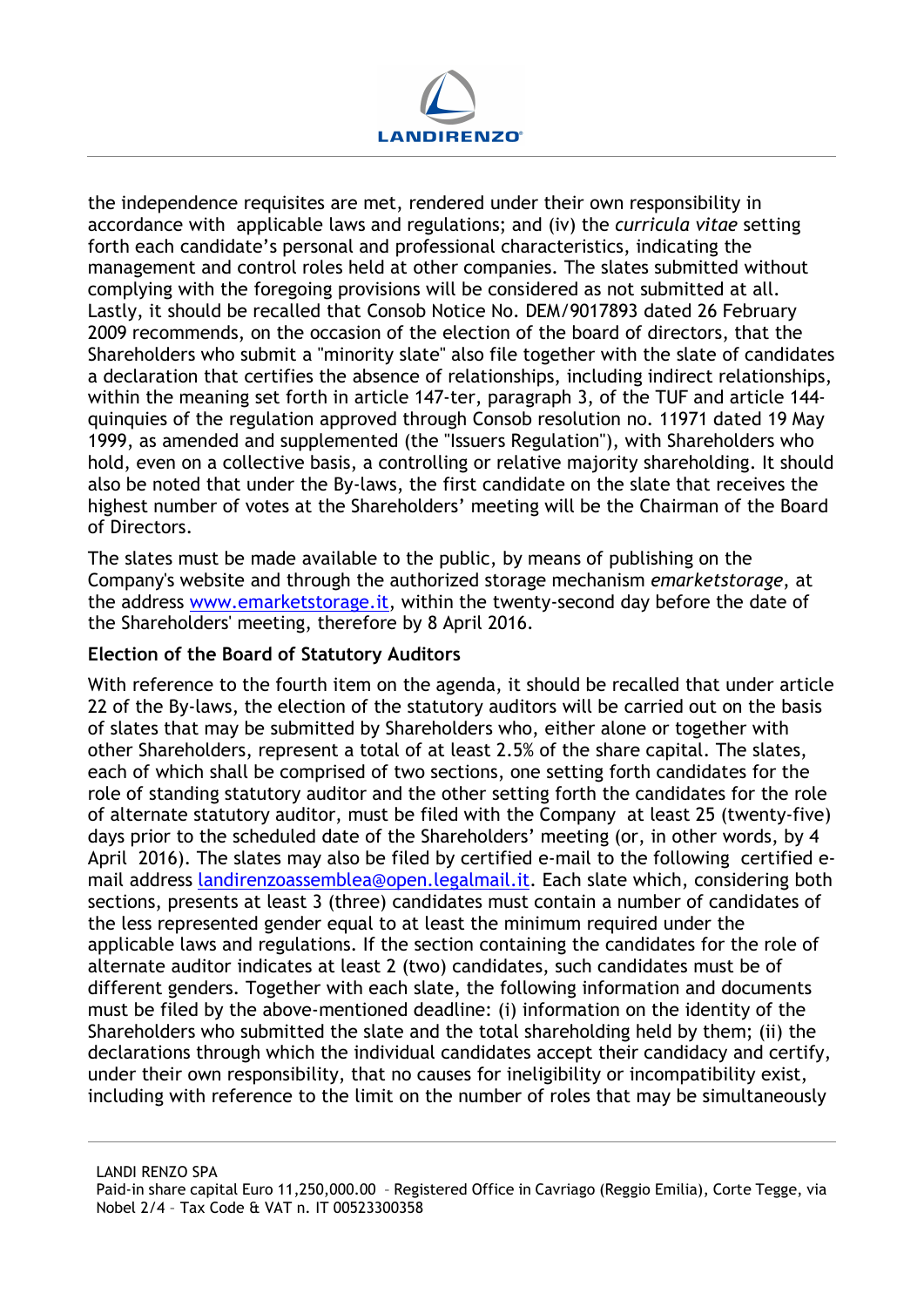the independence requisites are met, rendered under their own responsibility in accordance with applicable laws and regulations; and (iv) the *curricula vitae* setting forth each candidate's personal and professional characteristics, indicating the management and control roles held at other companies. The slates submitted without complying with the foregoing provisions will be considered as not submitted at all. Lastly, it should be recalled that Consob Notice No. DEM/9017893 dated 26 February 2009 recommends, on the occasion of the election of the board of directors, that the Shareholders who submit a "minority slate" also file together with the slate of candidates a declaration that certifies the absence of relationships, including indirect relationships, within the meaning set forth in article 147-ter, paragraph 3, of the TUF and article 144-quinquies of the regulation approved through Consob resolution no. 11971 dated 19 May 1999, as amended and supplemented (the "Issuers Regulation"), with Shareholders who hold, even on a collective basis, a controlling or relative majority shareholding. It should also be noted that under the By-laws, the first candidate on the slate that receives the highest number of votes at the Shareholders' meeting will be the Chairman of the Board of Directors.

The slates must be made available to the public, by means of publishing on the Company's website and through the authorized storage mechanism *emarketstorage*, at the address [www.emarketstorage.it](http://www.emarketstorage.it), within the twenty-second day before the date of the Shareholders' meeting, therefore by 8 April 2016.

**Election of the Board of Statutory Auditors**

With reference to the fourth item on the agenda, it should be recalled that under article 22 of the By-laws, the election of the statutory auditors will be carried out on the basis of slates that may be submitted by Shareholders who, either alone or together with other Shareholders, represent a total of at least 2.5% of the share capital. The slates, each of which shall be comprised of two sections, one setting forth candidates for the role of standing statutory auditor and the other setting forth the candidates for the role of alternate statutory auditor, must be filed with the Company at least 25 (twenty-five) days prior to the scheduled date of the Shareholders' meeting (or, in other words, by 4 April 2016). The slates may also be filed by certified e-mail to the following certified e-mail address [landirenzoassemblea@open.legalmail.it](mailto:landirenzoassemblea@open.legalmail.it). Each slate which, considering both sections, presents at least 3 (three) candidates must contain a number of candidates of the less represented gender equal to at least the minimum required under the applicable laws and regulations. If the section containing the candidates for the role of alternate auditor indicates at least 2 (two) candidates, such candidates must be of different genders. Together with each slate, the following information and documents must be filed by the above-mentioned deadline: (i) information on the identity of the Shareholders who submitted the slate and the total shareholding held by them; (ii) the declarations through which the individual candidates accept their candidacy and certify, under their own responsibility, that no causes for ineligibility or incompatibility exist, including with reference to the limit on the number of roles that may be simultaneously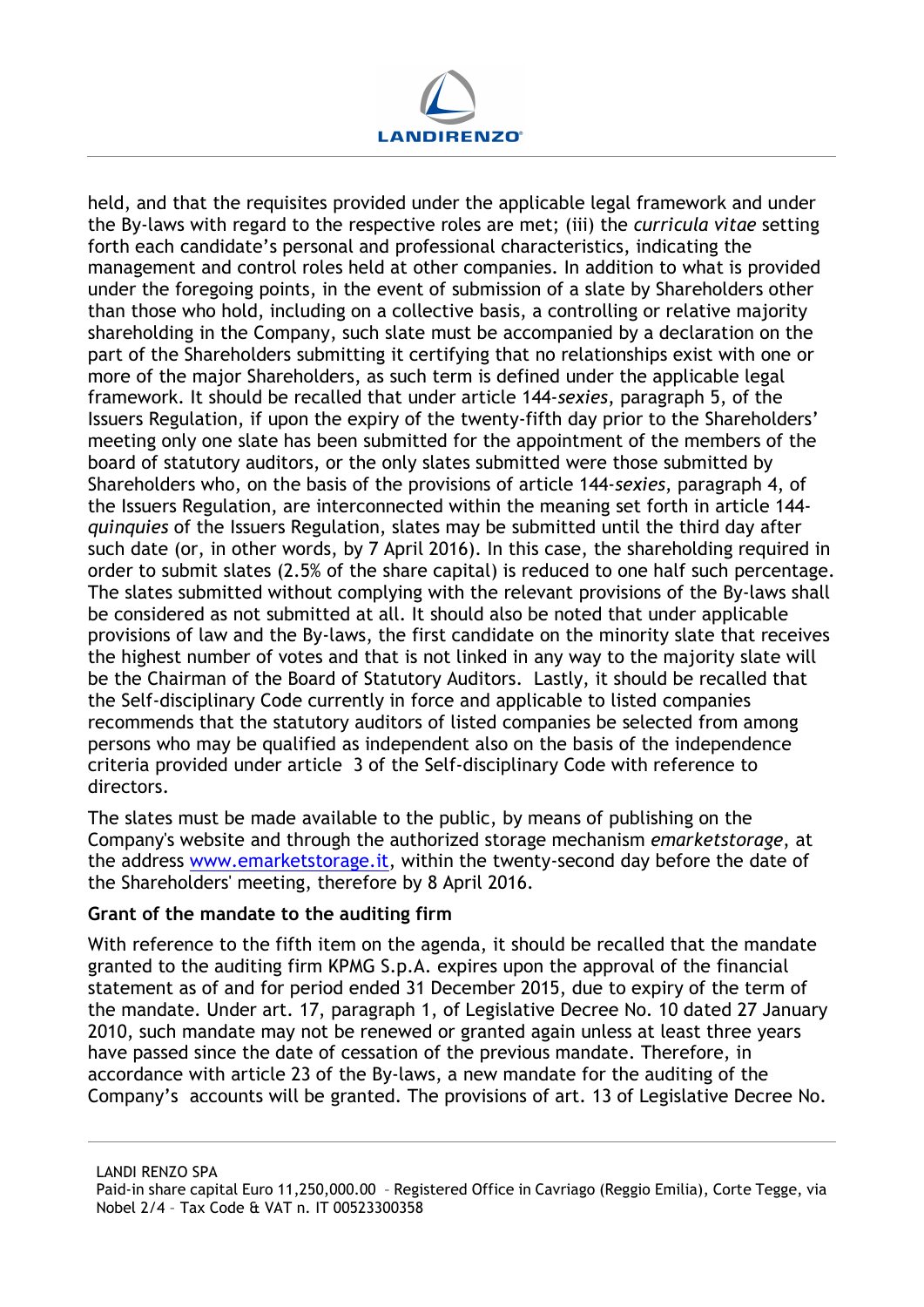held, and that the requisites provided under the applicable legal framework and under the By-laws with regard to the respective roles are met; (iii) the *curricula vitae* setting forth each candidate's personal and professional characteristics, indicating the management and control roles held at other companies. In addition to what is provided under the foregoing points, in the event of submission of a slate by Shareholders other than those who hold, including on a collective basis, a controlling or relative majority shareholding in the Company, such slate must be accompanied by a declaration on the part of the Shareholders submitting it certifying that no relationships exist with one or more of the major Shareholders, as such term is defined under the applicable legal framework. It should be recalled that under article 144-*sexies*, paragraph 5, of the Issuers Regulation, if upon the expiry of the twenty-fifth day prior to the Shareholders' meeting only one slate has been submitted for the appointment of the members of the board of statutory auditors, or the only slates submitted were those submitted by Shareholders who, on the basis of the provisions of article 144-*sexies*, paragraph 4, of the Issuers Regulation, are interconnected within the meaning set forth in article 144-*quinquies* of the Issuers Regulation, slates may be submitted until the third day after such date (or, in other words, by 7 April 2016). In this case, the shareholding required in order to submit slates (2.5% of the share capital) is reduced to one half such percentage. The slates submitted without complying with the relevant provisions of the By-laws shall be considered as not submitted at all. It should also be noted that under applicable provisions of law and the By-laws, the first candidate on the minority slate that receives the highest number of votes and that is not linked in any way to the majority slate will be the Chairman of the Board of Statutory Auditors. Lastly, it should be recalled that the Self-disciplinary Code currently in force and applicable to listed companies recommends that the statutory auditors of listed companies be selected from among persons who may be qualified as independent also on the basis of the independence criteria provided under article 3 of the Self-disciplinary Code with reference to directors.

The slates must be made available to the public, by means of publishing on the Company's website and through the authorized storage mechanism *emarketstorage*, at the address [www.emarketstorage.it](http://www.emarketstorage.it), within the twenty-second day before the date of the Shareholders' meeting, therefore by 8 April 2016.

**Grant of the mandate to the auditing firm**

With reference to the fifth item on the agenda, it should be recalled that the mandate granted to the auditing firm KPMG S.p.A. expires upon the approval of the financial statement as of and for period ended 31 December 2015, due to expiry of the term of the mandate. Under art. 17, paragraph 1, of Legislative Decree No. 10 dated 27 January 2010, such mandate may not be renewed or granted again unless at least three years have passed since the date of cessation of the previous mandate. Therefore, in accordance with article 23 of the By-laws, a new mandate for the auditing of the Company's accounts will be granted. The provisions of art. 13 of Legislative Decree No.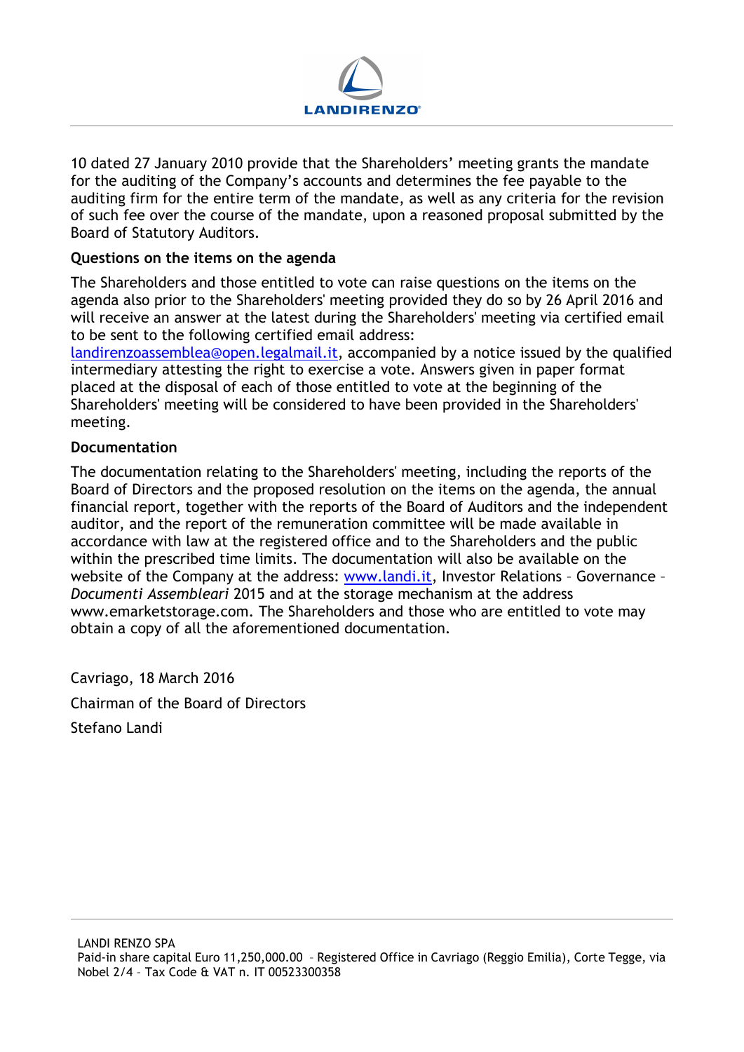10 dated 27 January 2010 provide that the Shareholders' meeting grants the mandate for the auditing of the Company's accounts and determines the fee payable to the auditing firm for the entire term of the mandate, as well as any criteria for the revision of such fee over the course of the mandate, upon a reasoned proposal submitted by the Board of Statutory Auditors.

**Questions on the items on the agenda**

The Shareholders and those entitled to vote can raise questions on the items on the agenda also prior to the Shareholders' meeting provided they do so by 26 April 2016 and will receive an answer at the latest during the Shareholders' meeting via certified email to be sent to the following certified email address: landirenzoassemblea@open.legalmail.it, accompanied by a notice issued by the qualified intermediary attesting the right to exercise a vote. Answers given in paper format placed at the disposal of each of those entitled to vote at the beginning of the Shareholders' meeting will be considered to have been provided in the Shareholders' meeting.

**Documentation**

The documentation relating to the Shareholders' meeting, including the reports of the Board of Directors and the proposed resolution on the items on the agenda, the annual financial report, together with the reports of the Board of Auditors and the independent auditor, and the report of the remuneration committee will be made available in accordance with law at the registered office and to the Shareholders and the public within the prescribed time limits. The documentation will also be available on the website of the Company at the address: www.landi.it, Investor Relations – Governance – *Documenti Assembleari* 2015 and at the storage mechanism at the address www.emarketstorage.com. The Shareholders and those who are entitled to vote may obtain a copy of all the aforementioned documentation.

Cavriago, 18 March 2016

Chairman of the Board of Directors

Stefano Landi